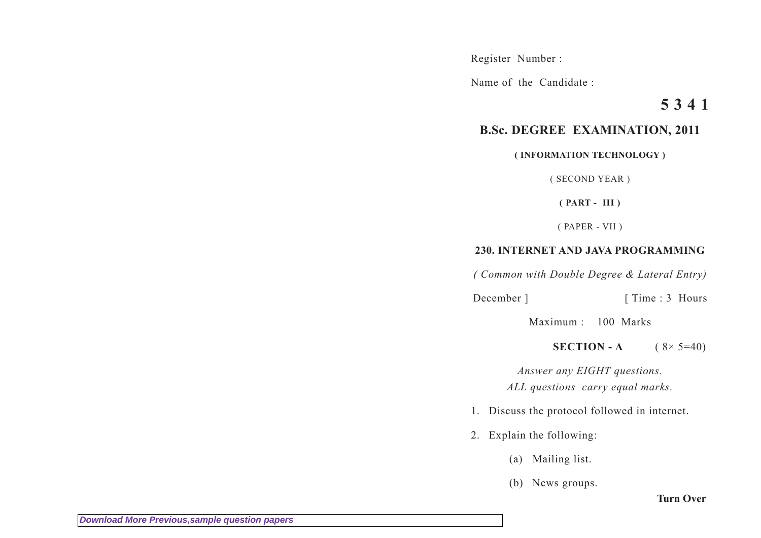Register Number :

Name of the Candidate :

# 5 3 4 1

## B.Sc. DEGREE EXAMINATION, 2011

**( INFORMATION TECHNOLOGY )**

( SECOND YEAR )

**( PART - III )**

( PAPER - VII )

**230. INTERNET AND JAVA PROGRAMMING**

*( Common with Double Degree & Lateral Entry)*

December ] [ Time : 3 Hours

Maximum : 100 Marks

**SECTION - A** ( 8× 5=40)

*Answer any EIGHT questions.*
*ALL questions carry equal marks.*

1. Discuss the protocol followed in internet.

2. Explain the following:

   (a) Mailing list.

   (b) News groups.

**Turn Over**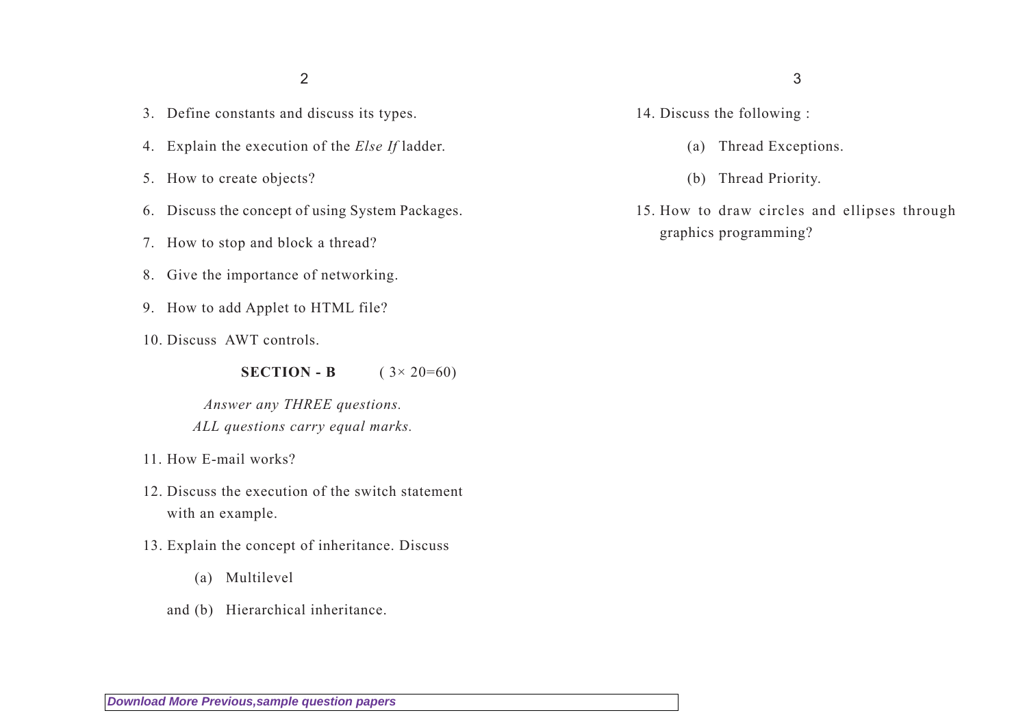3. Define constants and discuss its types.
4. Explain the execution of the *Else If* ladder.
5. How to create objects?
6. Discuss the concept of using System Packages.
7. How to stop and block a thread?
8. Give the importance of networking.
9. How to add Applet to HTML file?
10. Discuss AWT controls.

**SECTION - B** ( 3× 20=60)

*Answer any THREE questions.*
*ALL questions carry equal marks.*

11. How E-mail works?
12. Discuss the execution of the switch statement with an example.
13. Explain the concept of inheritance. Discuss

    (a) Multilevel

    and (b) Hierarchical inheritance.

14. Discuss the following :

    (a) Thread Exceptions.

    (b) Thread Priority.

15. How to draw circles and ellipses through graphics programming?

Download More Previous,sample question papers